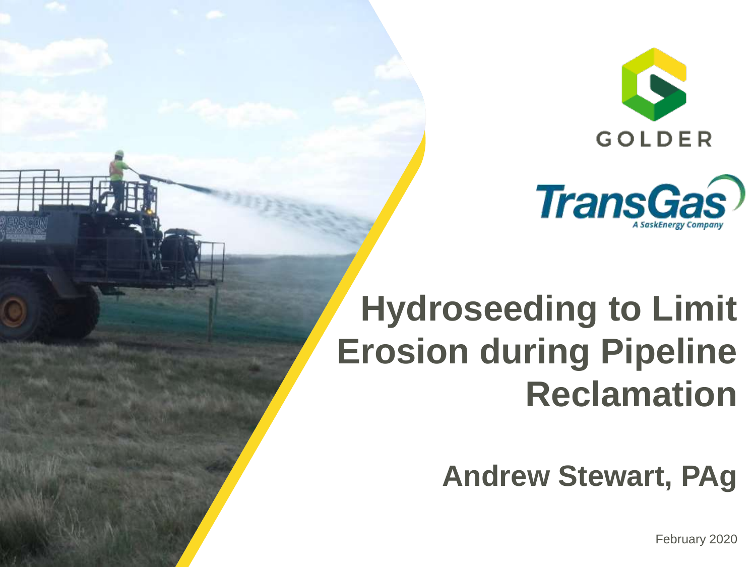GOLDER

TransGas
A SaskEnergy Company

# Hydroseeding to Limit Erosion during Pipeline Reclamation

## Andrew Stewart, PAg

February 2020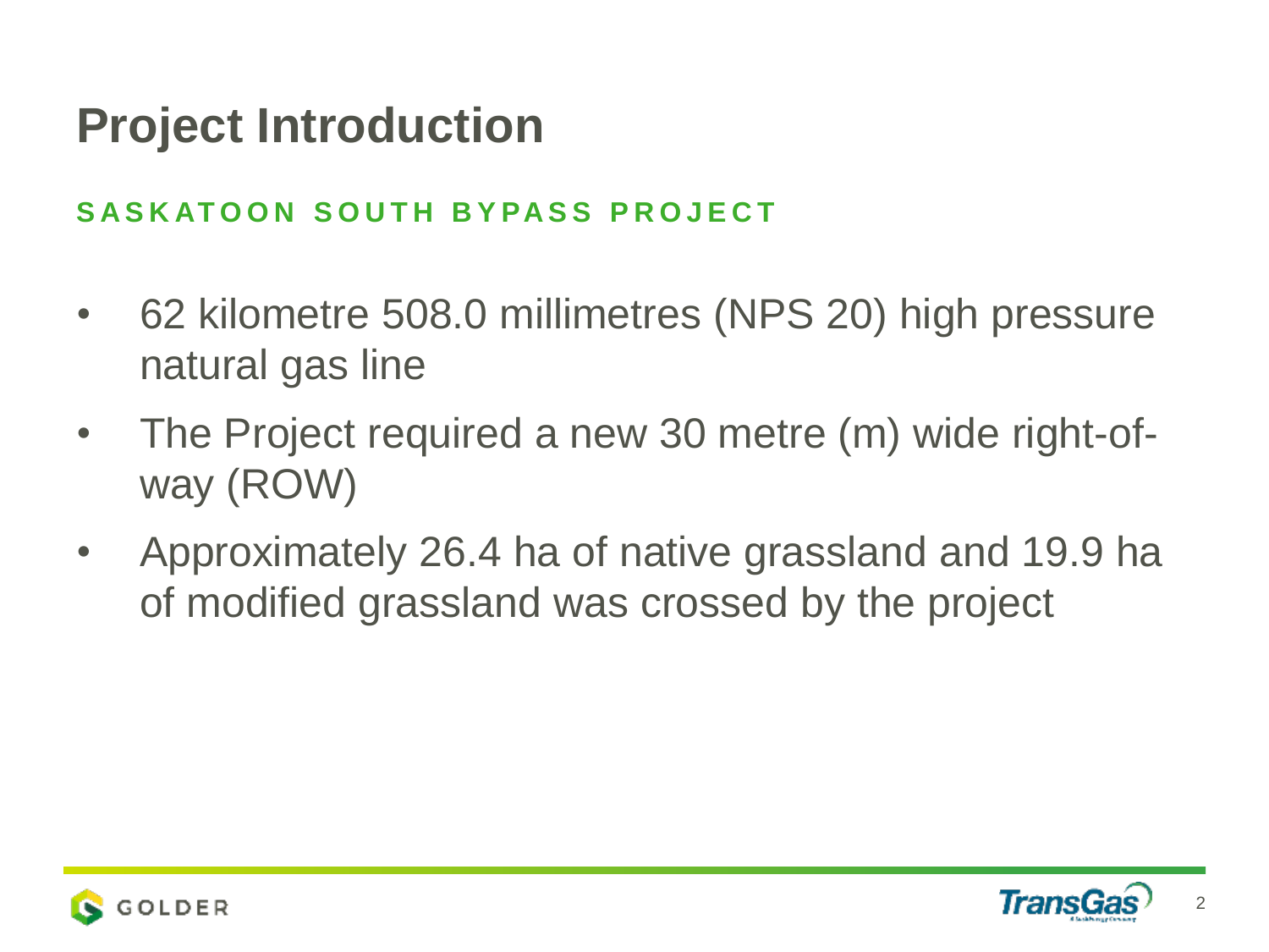# Project Introduction

## SASKATOON SOUTH BYPASS PROJECT

- 62 kilometre 508.0 millimetres (NPS 20) high pressure natural gas line
- The Project required a new 30 metre (m) wide right-of-way (ROW)
- Approximately 26.4 ha of native grassland and 19.9 ha of modified grassland was crossed by the project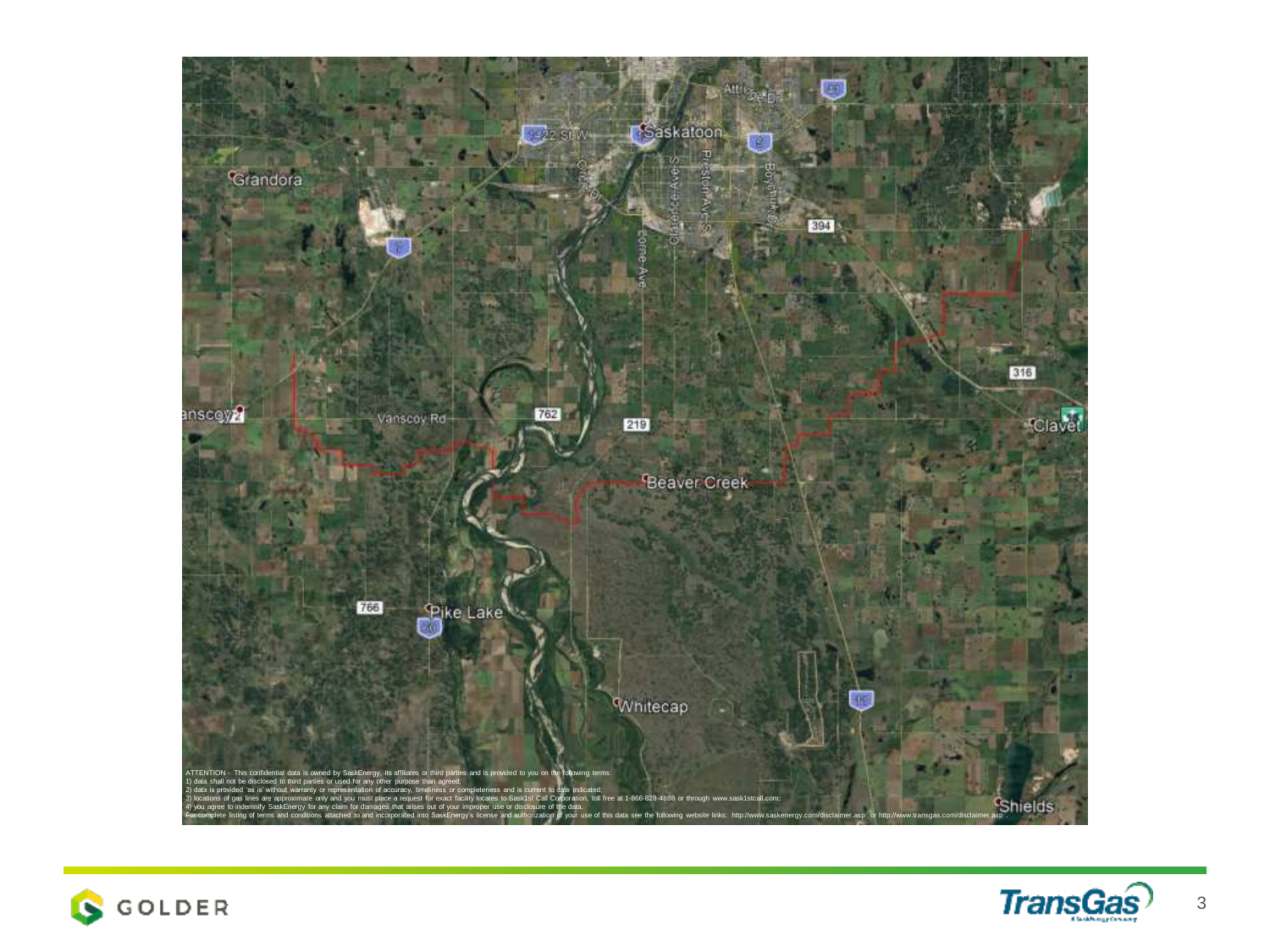ATTENTION - This confidential data is owned by SaskEnergy, its affiliates or third parties and is provided to you on the following terms:
1) data shall not be disclosed to third parties or used for any other purpose than agreed;
2) data is provided 'as is' without warranty or representation of accuracy, timeliness or completeness and is current to date indicated;
3) locations of gas lines are approximate only and you must place a request for exact facility locates to Sask1st Call Corporation, toll free at 1-866-828-4888 or through www.sask1stcall.com;
4) you agree to indemnify SaskEnergy for any claim for damages that arises out of your improper use or disclosure of the data.
For complete listing of terms and conditions attached to and incorporated into SaskEnergy's license and authorization of your use of this data see the following website links: http://www.saskenergy.com/disclaimer.asp or http://www.transgas.com/disclaimer.asp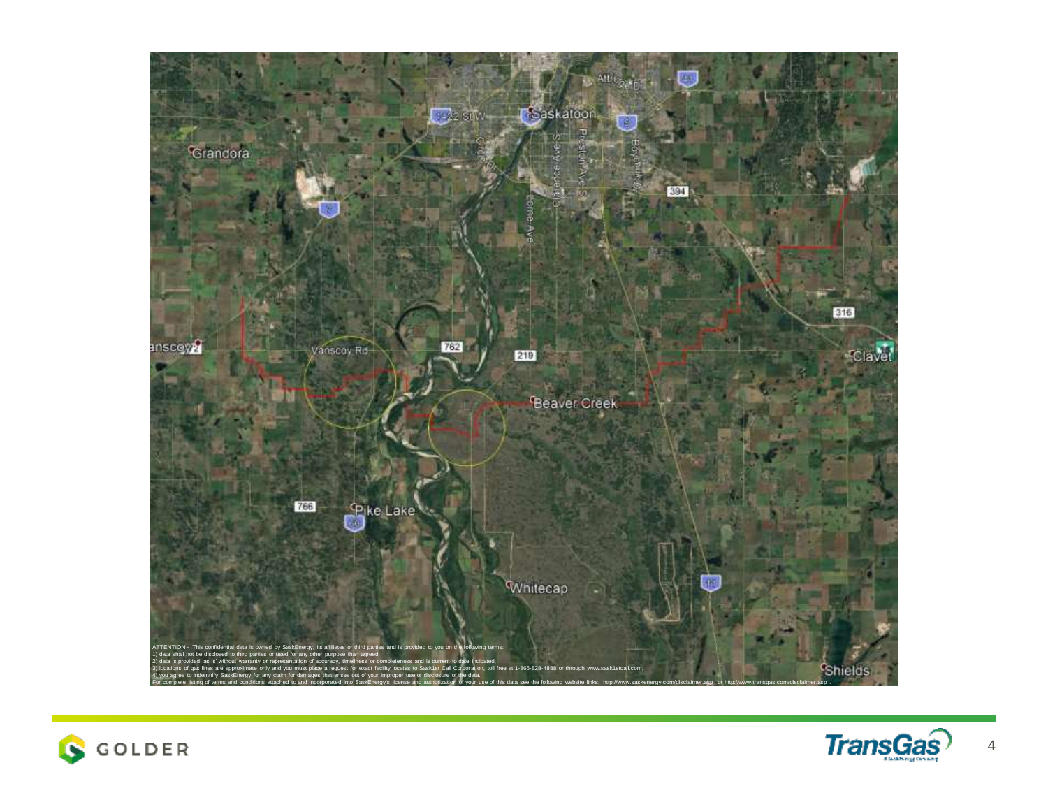ATTENTION - This confidential data is owned by SaskEnergy, its affiliates or third parties and is provided to you on the following terms:
1) data shall not be disclosed to third parties or used for any other purpose than agreed;
2) data is provided 'as is' without warranty or representation of accuracy, timeliness or completeness and is current to date indicated.
3) locations of gas lines are approximate only and you must place a request for exact facility locates to Sask1st Call Corporation, toll free at 1-866-828-4888 or through www.sask1stcall.com;
4) you agree to indemnify SaskEnergy for any claim for damages that arises out of your improper use or disclosure of the data.
For complete listing of terms and conditions attached to and incorporated into SaskEnergy's license and authorization of your use of this data see the following website links: http://www.saskenergy.com/disclaimer.asp or http://www.transgas.com/disclaimer.asp .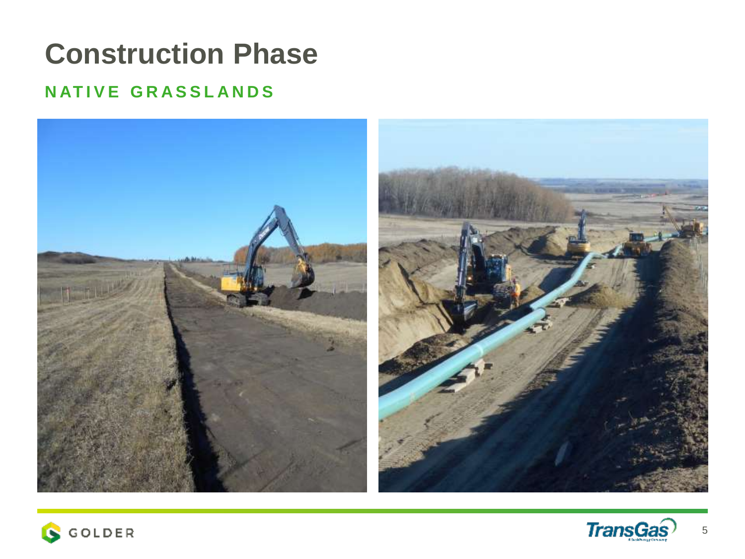# Construction Phase

## NATIVE GRASSLANDS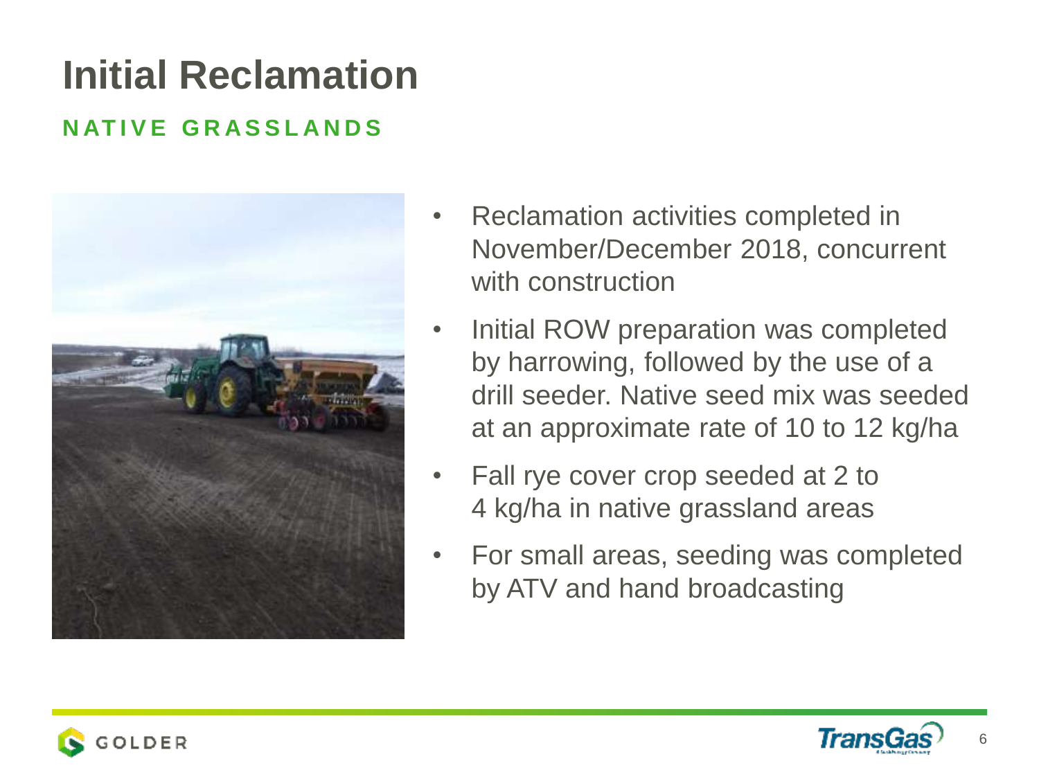# Initial Reclamation

## NATIVE GRASSLANDS

- Reclamation activities completed in November/December 2018, concurrent with construction
- Initial ROW preparation was completed by harrowing, followed by the use of a drill seeder. Native seed mix was seeded at an approximate rate of 10 to 12 kg/ha
- Fall rye cover crop seeded at 2 to 4 kg/ha in native grassland areas
- For small areas, seeding was completed by ATV and hand broadcasting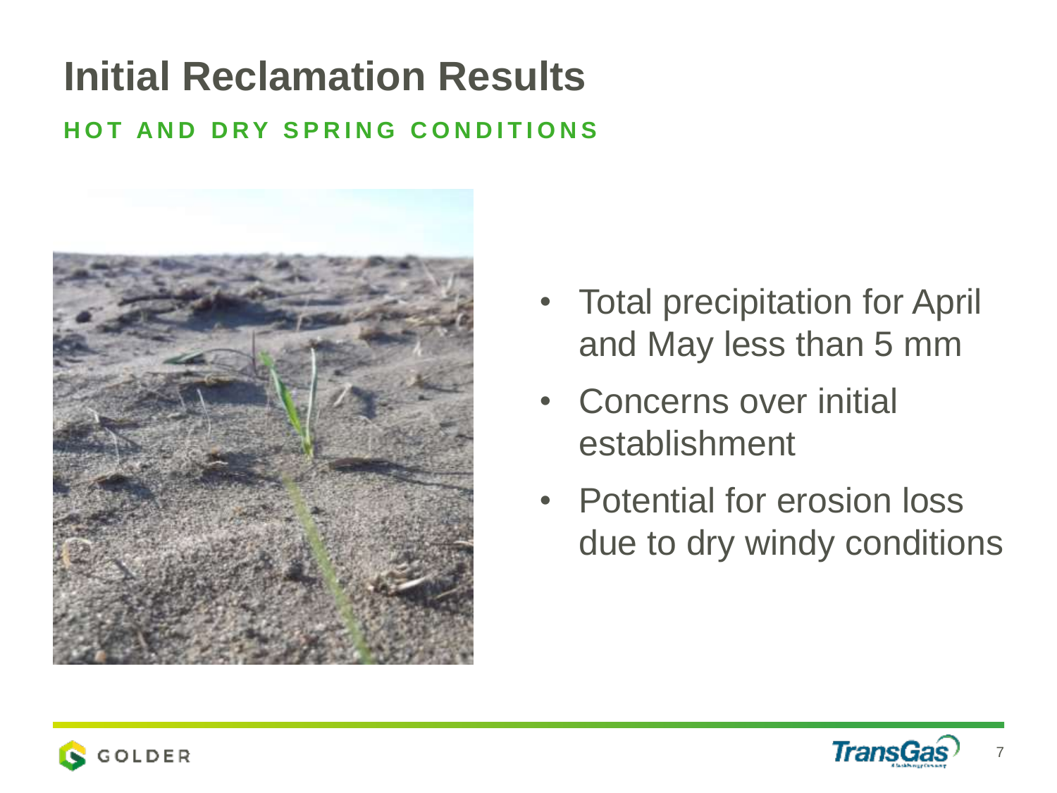# Initial Reclamation Results

## HOT AND DRY SPRING CONDITIONS

- Total precipitation for April and May less than 5 mm
- Concerns over initial establishment
- Potential for erosion loss due to dry windy conditions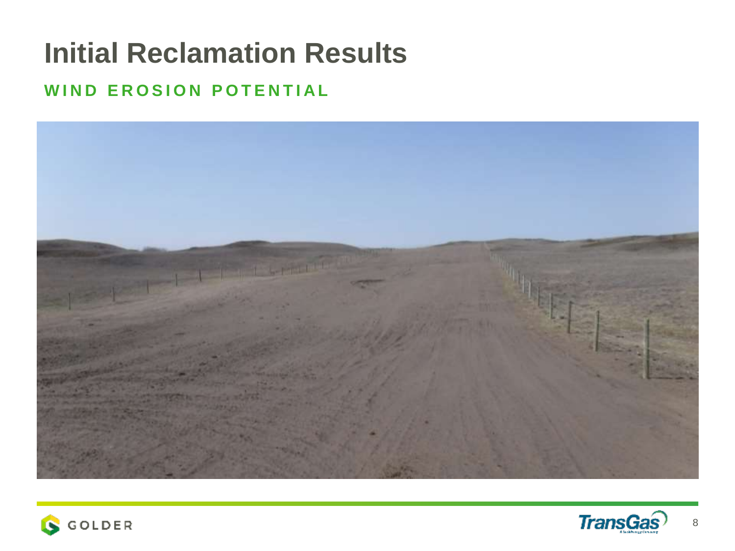# Initial Reclamation Results

## WIND EROSION POTENTIAL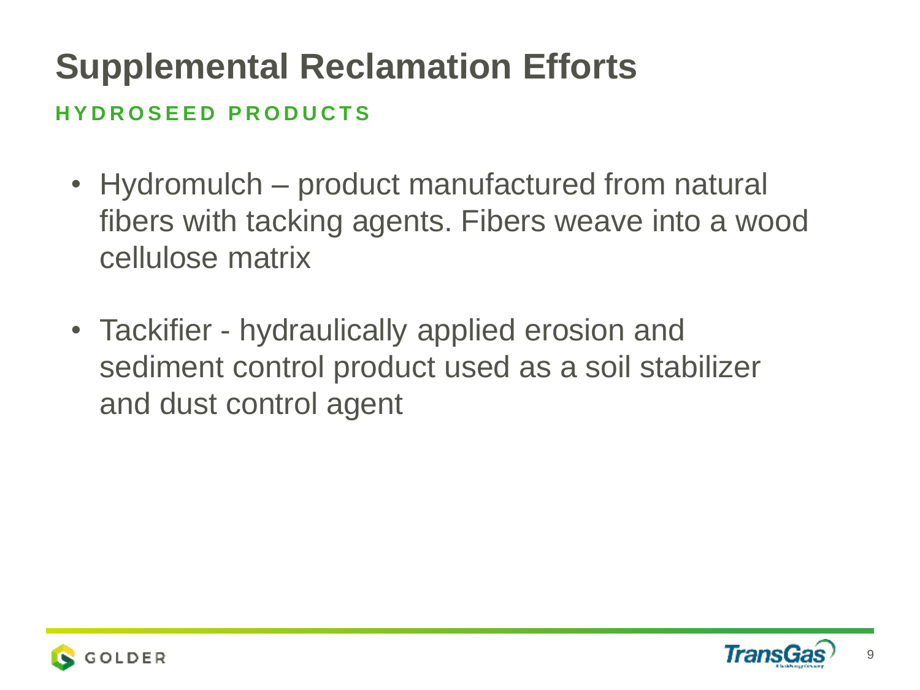# Supplemental Reclamation Efforts

## HYDROSEED PRODUCTS

- Hydromulch – product manufactured from natural fibers with tacking agents. Fibers weave into a wood cellulose matrix
- Tackifier - hydraulically applied erosion and sediment control product used as a soil stabilizer and dust control agent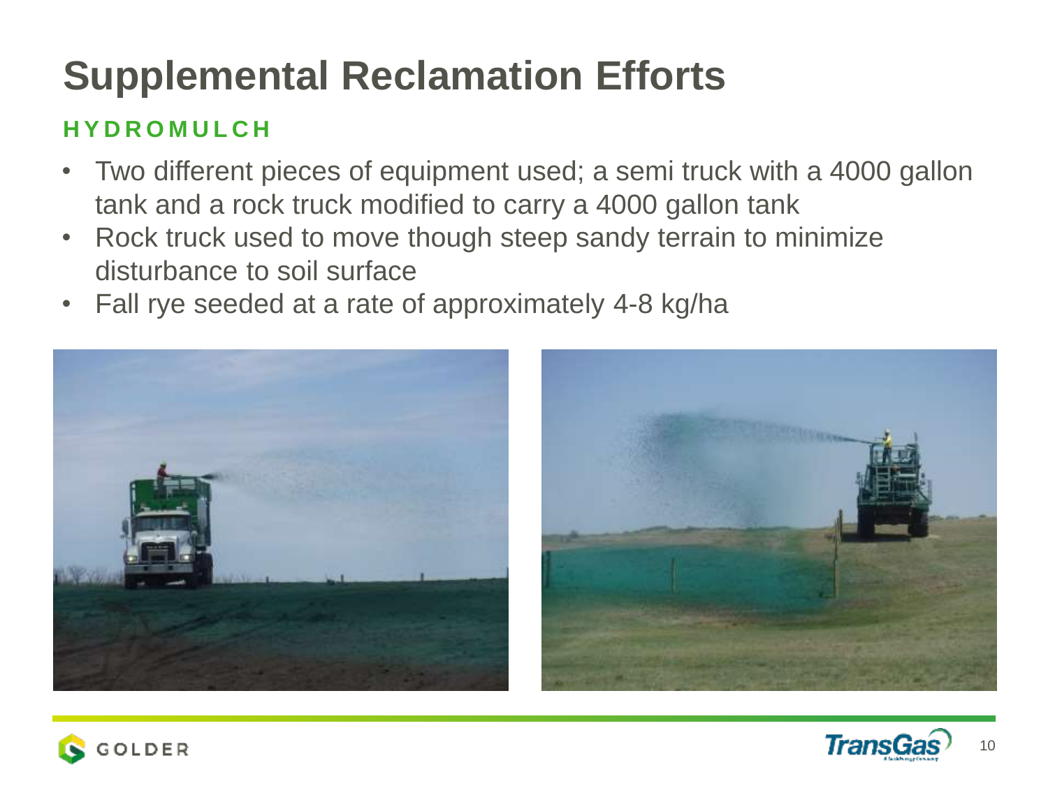# Supplemental Reclamation Efforts

## HYDROMULCH

- Two different pieces of equipment used; a semi truck with a 4000 gallon tank and a rock truck modified to carry a 4000 gallon tank
- Rock truck used to move though steep sandy terrain to minimize disturbance to soil surface
- Fall rye seeded at a rate of approximately 4-8 kg/ha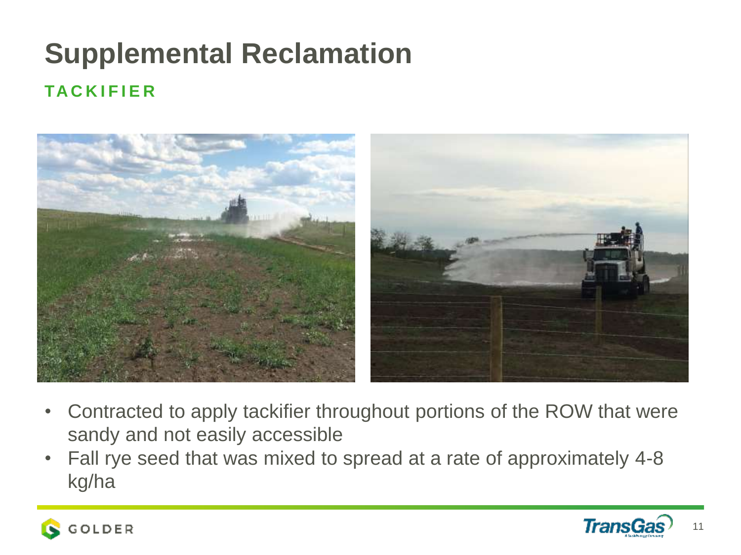# Supplemental Reclamation

## TACKIFIER

- Contracted to apply tackifier throughout portions of the ROW that were sandy and not easily accessible
- Fall rye seed that was mixed to spread at a rate of approximately 4-8 kg/ha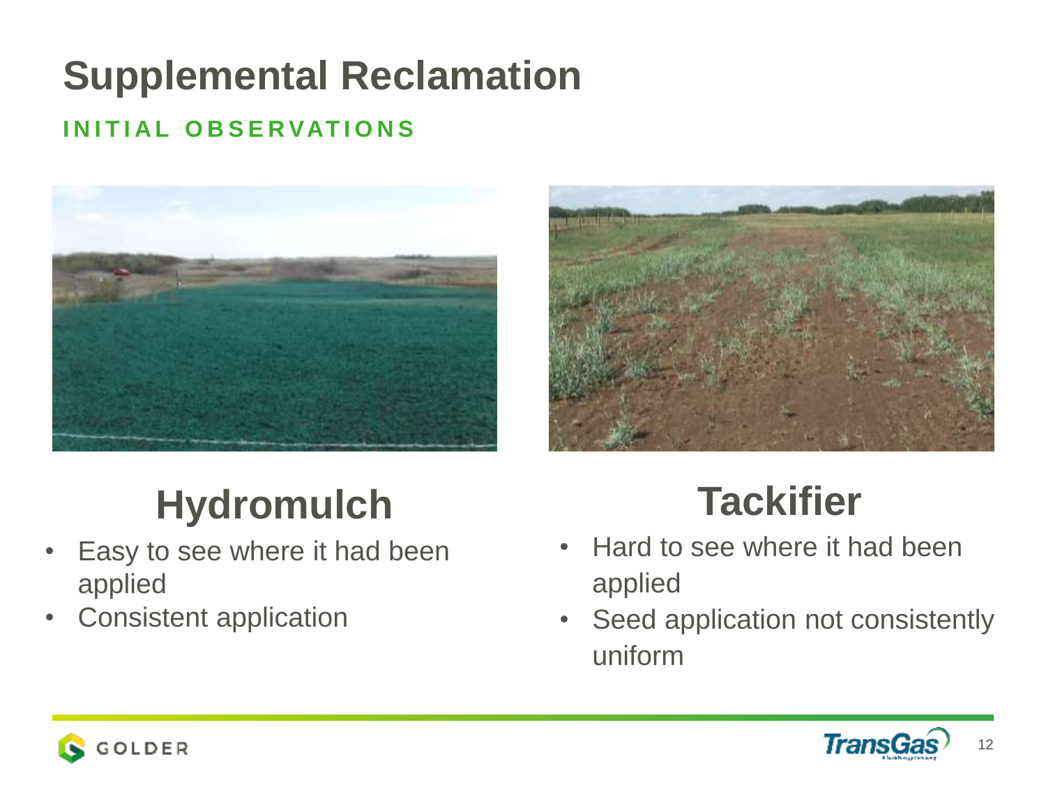# Supplemental Reclamation

## INITIAL OBSERVATIONS

### Hydromulch

- Easy to see where it had been applied
- Consistent application

### Tackifier

- Hard to see where it had been applied
- Seed application not consistently uniform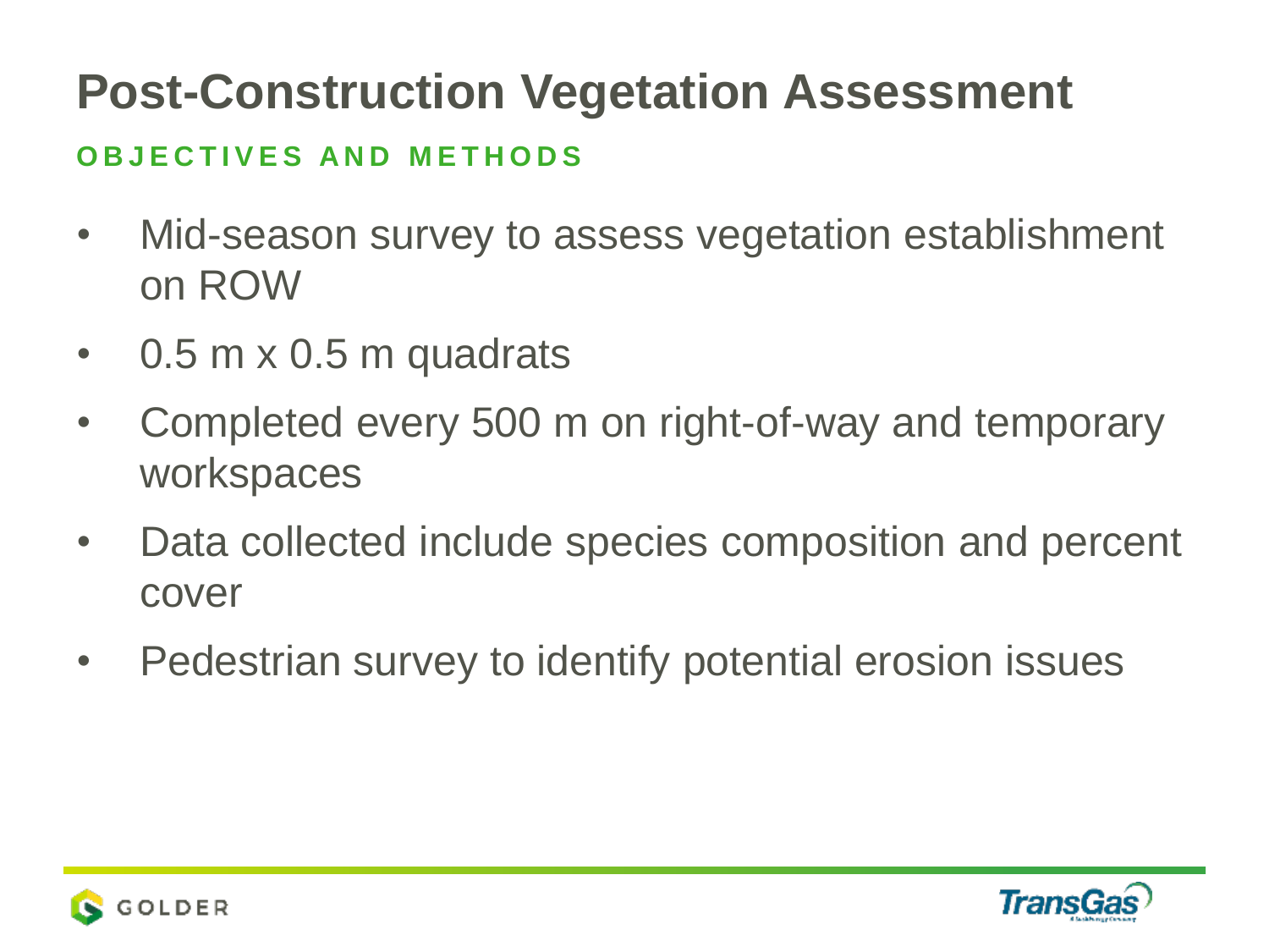# Post-Construction Vegetation Assessment

## OBJECTIVES AND METHODS

- Mid-season survey to assess vegetation establishment on ROW
- 0.5 m x 0.5 m quadrats
- Completed every 500 m on right-of-way and temporary workspaces
- Data collected include species composition and percent cover
- Pedestrian survey to identify potential erosion issues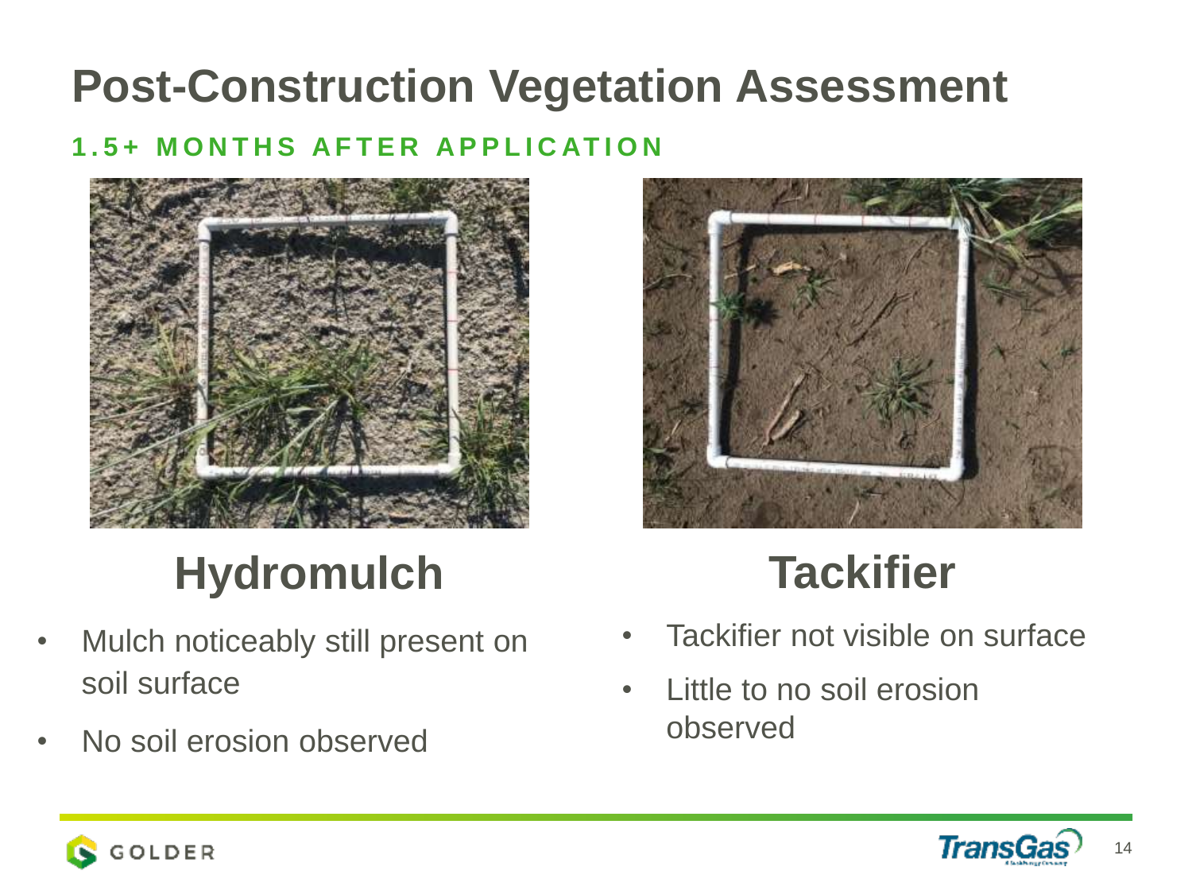# Post-Construction Vegetation Assessment

**1.5+ MONTHS AFTER APPLICATION**

## Hydromulch

- Mulch noticeably still present on soil surface
- No soil erosion observed

## Tackifier

- Tackifier not visible on surface
- Little to no soil erosion observed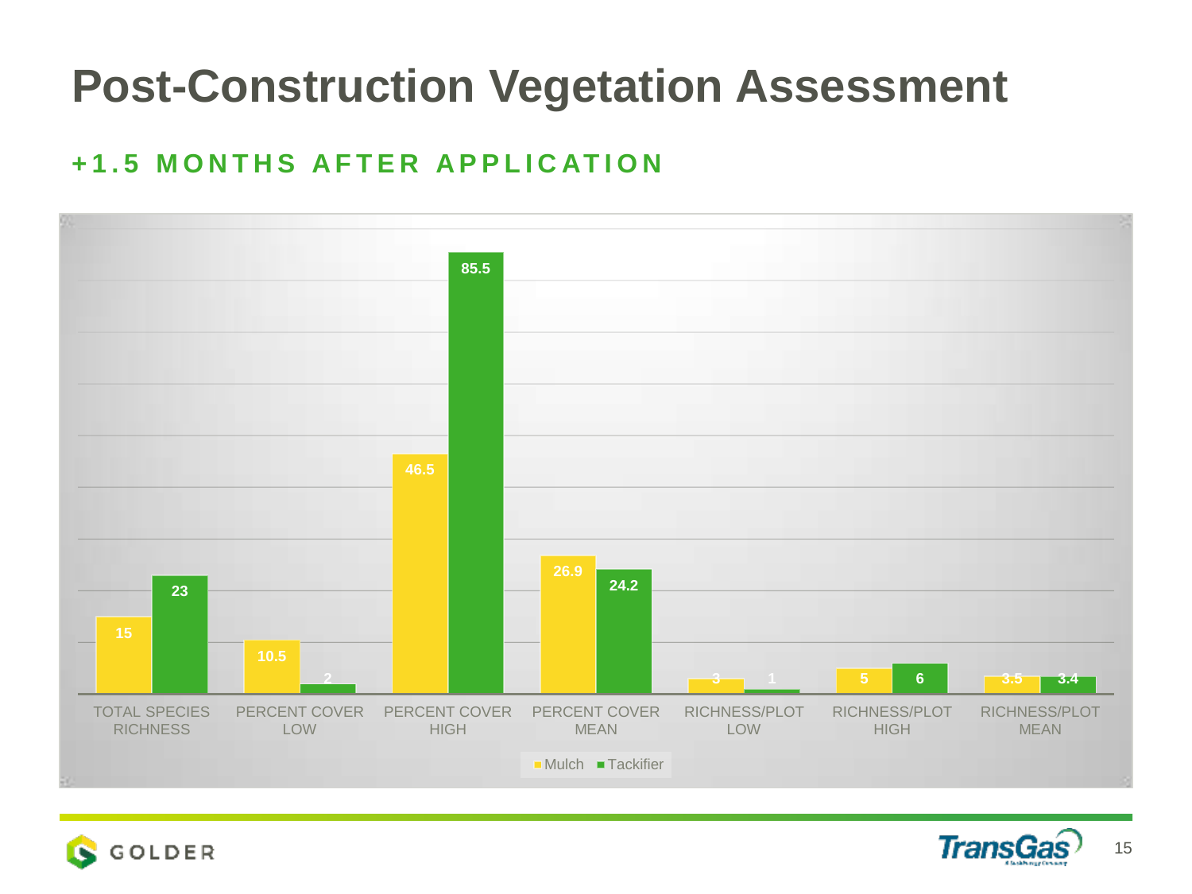# Post-Construction Vegetation Assessment

## +1.5 MONTHS AFTER APPLICATION

| | Mulch | Tackifier |
|---|---|---|
| TOTAL SPECIES RICHNESS | 15 | 23 |
| PERCENT COVER LOW | 10.5 | 2 |
| PERCENT COVER HIGH | 46.5 | 85.5 |
| PERCENT COVER MEAN | 26.9 | 24.2 |
| RICHNESS/PLOT LOW | 3 | 1 |
| RICHNESS/PLOT HIGH | 5 | 6 |
| RICHNESS/PLOT MEAN | 3.5 | 3.4 |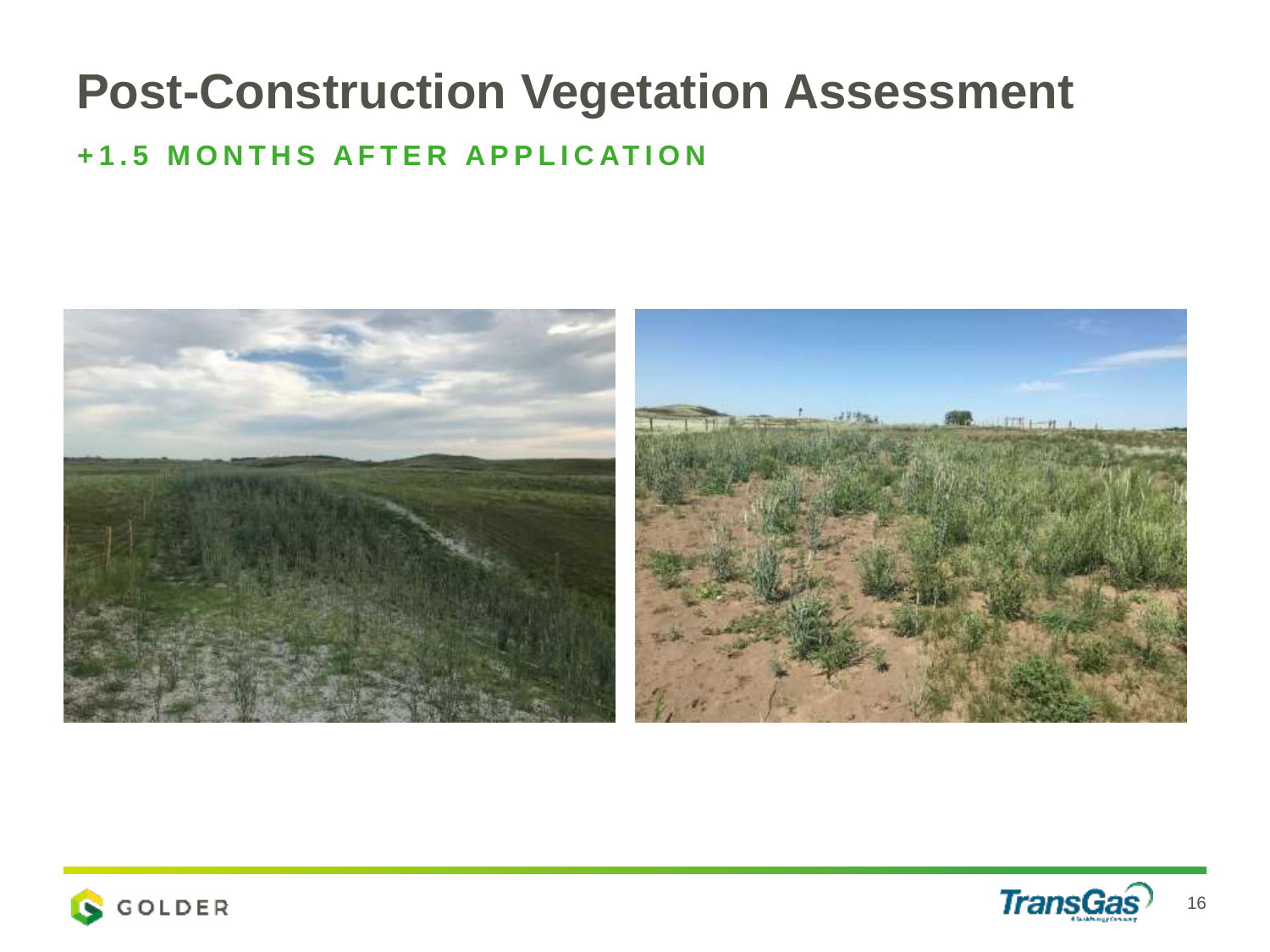# Post-Construction Vegetation Assessment

## +1.5 MONTHS AFTER APPLICATION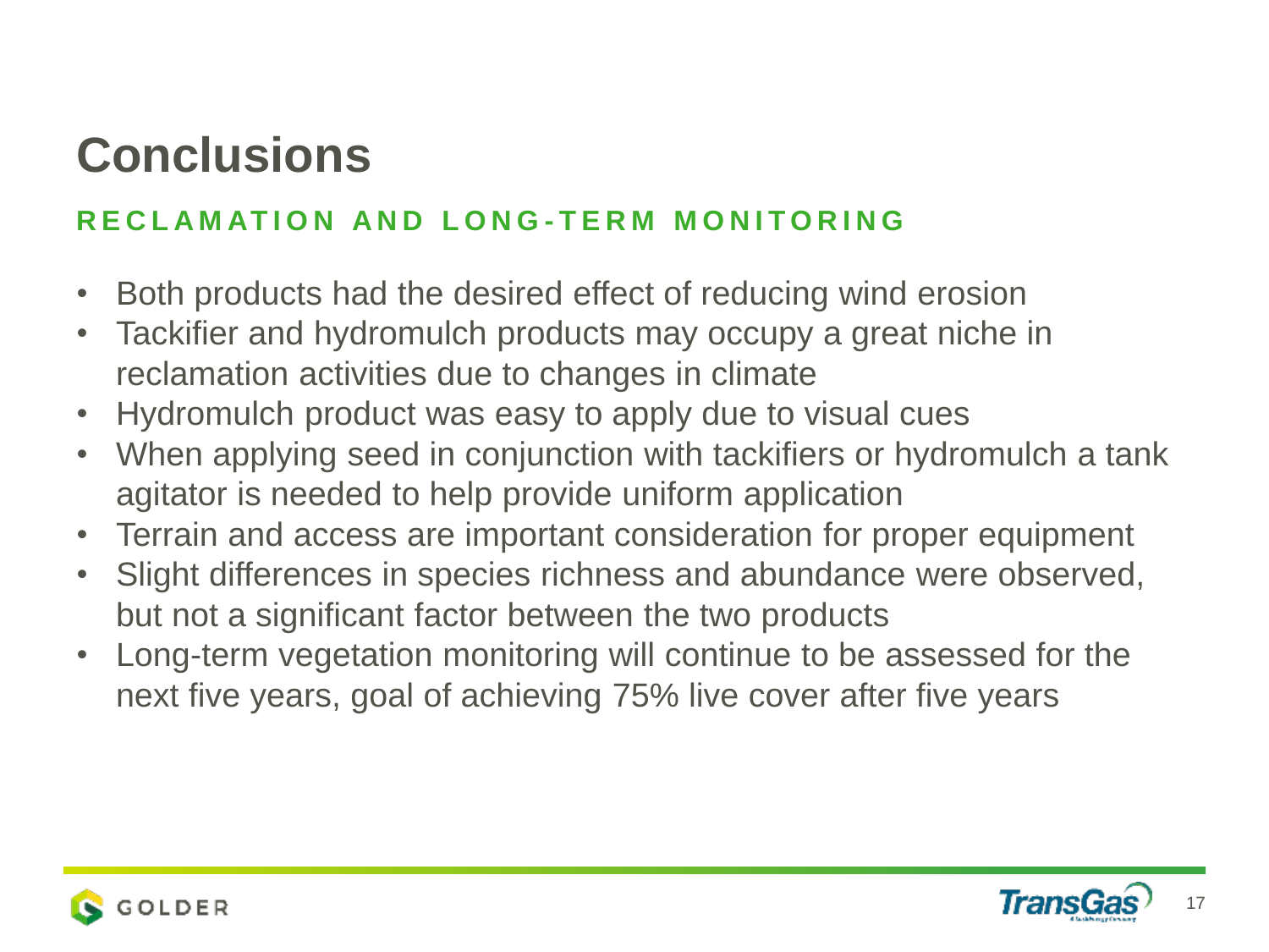# Conclusions

## RECLAMATION AND LONG-TERM MONITORING

- Both products had the desired effect of reducing wind erosion
- Tackifier and hydromulch products may occupy a great niche in reclamation activities due to changes in climate
- Hydromulch product was easy to apply due to visual cues
- When applying seed in conjunction with tackifiers or hydromulch a tank agitator is needed to help provide uniform application
- Terrain and access are important consideration for proper equipment
- Slight differences in species richness and abundance were observed, but not a significant factor between the two products
- Long-term vegetation monitoring will continue to be assessed for the next five years, goal of achieving 75% live cover after five years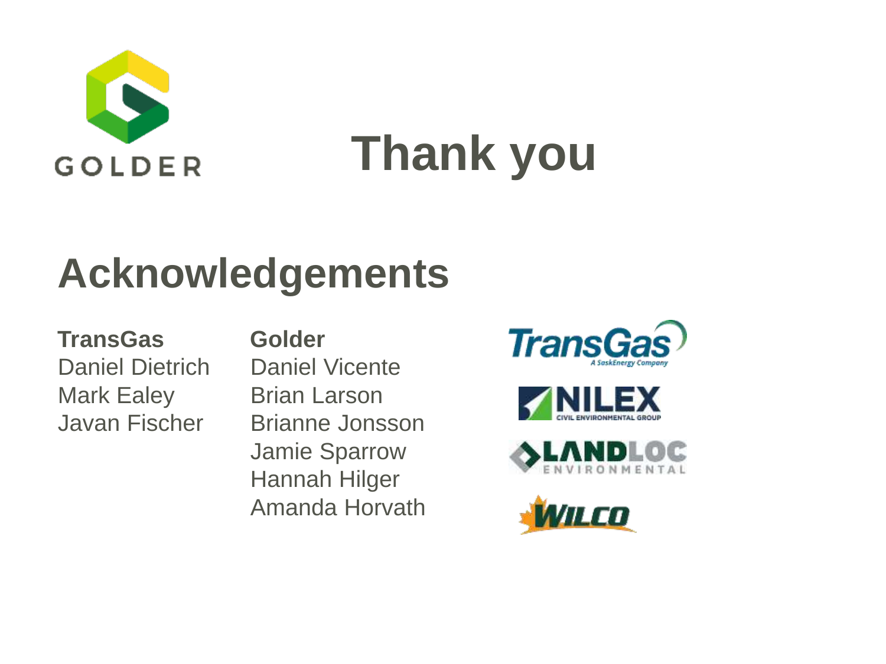GOLDER

# Thank you

# Acknowledgements

**TransGas**
Daniel Dietrich
Mark Ealey
Javan Fischer

**Golder**
Daniel Vicente
Brian Larson
Brianne Jonsson
Jamie Sparrow
Hannah Hilger
Amanda Horvath

TransGas
A SaskEnergy Company

NILEX
CIVIL ENVIRONMENTAL GROUP

LANDLOC
ENVIRONMENTAL

WILCO